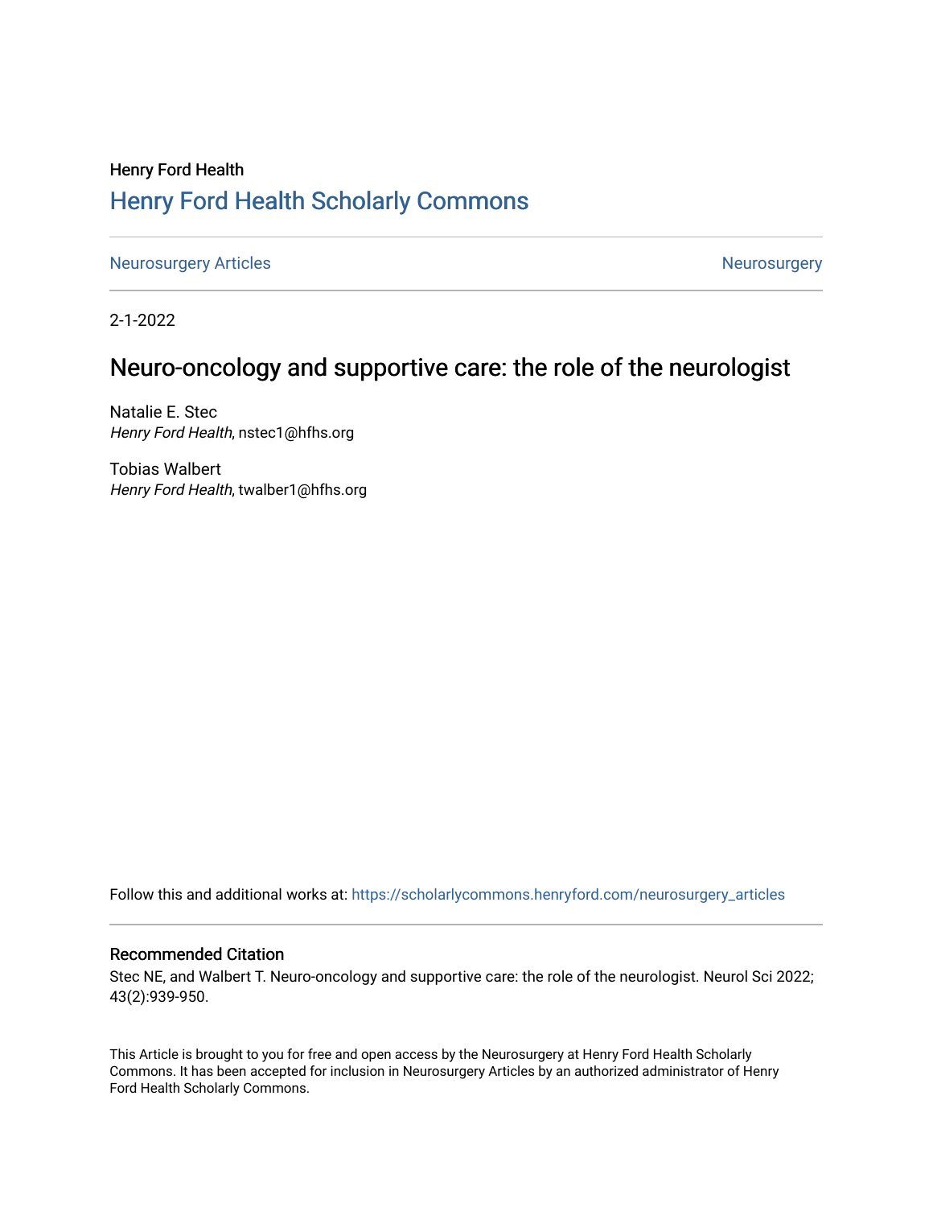Henry Ford Health

# Henry Ford Health Scholarly Commons

Neurosurgery Articles | Neurosurgery

2-1-2022

## Neuro-oncology and supportive care: the role of the neurologist

Natalie E. Stec
*Henry Ford Health*, nstec1@hfhs.org

Tobias Walbert
*Henry Ford Health*, twalber1@hfhs.org

Follow this and additional works at: https://scholarlycommons.henryford.com/neurosurgery_articles

### Recommended Citation

Stec NE, and Walbert T. Neuro-oncology and supportive care: the role of the neurologist. Neurol Sci 2022; 43(2):939-950.

This Article is brought to you for free and open access by the Neurosurgery at Henry Ford Health Scholarly Commons. It has been accepted for inclusion in Neurosurgery Articles by an authorized administrator of Henry Ford Health Scholarly Commons.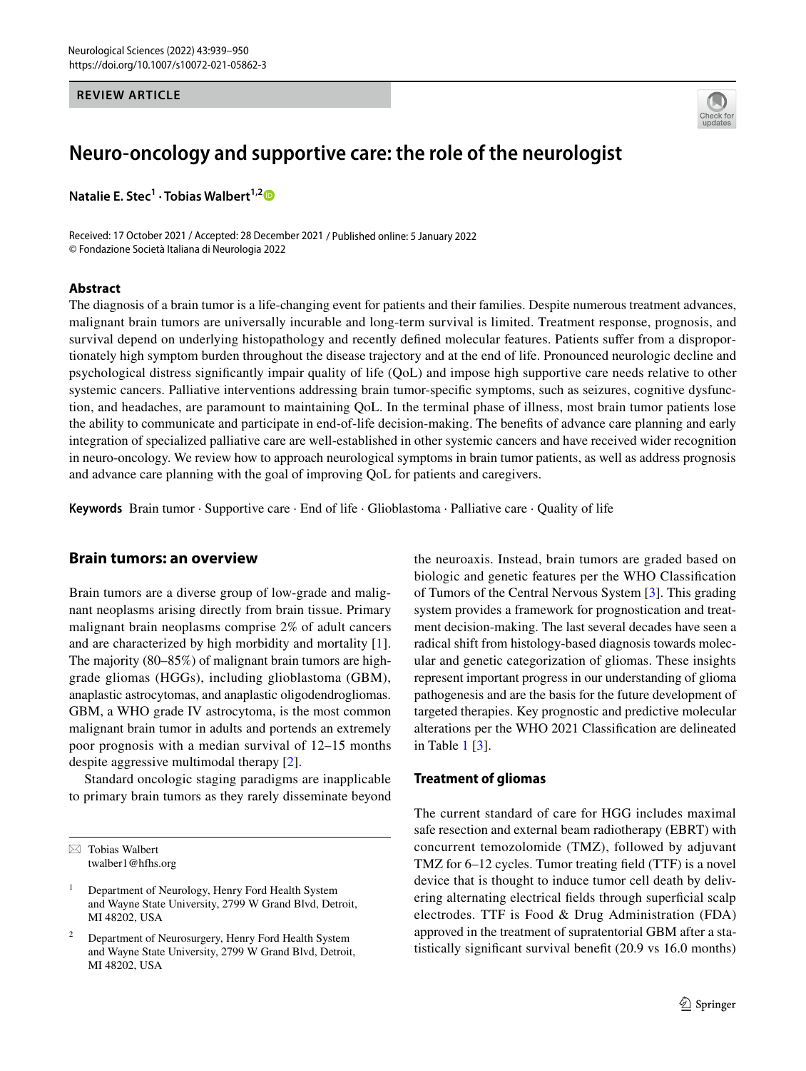REVIEW ARTICLE

# Neuro-oncology and supportive care: the role of the neurologist

**Natalie E. Stec**[1] · **Tobias Walbert**[1,2]

Received: 17 October 2021 / Accepted: 28 December 2021 / Published online: 5 January 2022
© Fondazione Società Italiana di Neurologia 2022

## Abstract

The diagnosis of a brain tumor is a life-changing event for patients and their families. Despite numerous treatment advances, malignant brain tumors are universally incurable and long-term survival is limited. Treatment response, prognosis, and survival depend on underlying histopathology and recently defined molecular features. Patients suffer from a disproportionately high symptom burden throughout the disease trajectory and at the end of life. Pronounced neurologic decline and psychological distress significantly impair quality of life (QoL) and impose high supportive care needs relative to other systemic cancers. Palliative interventions addressing brain tumor-specific symptoms, such as seizures, cognitive dysfunction, and headaches, are paramount to maintaining QoL. In the terminal phase of illness, most brain tumor patients lose the ability to communicate and participate in end-of-life decision-making. The benefits of advance care planning and early integration of specialized palliative care are well-established in other systemic cancers and have received wider recognition in neuro-oncology. We review how to approach neurological symptoms in brain tumor patients, as well as address prognosis and advance care planning with the goal of improving QoL for patients and caregivers.

**Keywords** Brain tumor · Supportive care · End of life · Glioblastoma · Palliative care · Quality of life

## Brain tumors: an overview

Brain tumors are a diverse group of low-grade and malignant neoplasms arising directly from brain tissue. Primary malignant brain neoplasms comprise 2% of adult cancers and are characterized by high morbidity and mortality [1]. The majority (80–85%) of malignant brain tumors are high-grade gliomas (HGGs), including glioblastoma (GBM), anaplastic astrocytomas, and anaplastic oligodendrogliomas. GBM, a WHO grade IV astrocytoma, is the most common malignant brain tumor in adults and portends an extremely poor prognosis with a median survival of 12–15 months despite aggressive multimodal therapy [2].

Standard oncologic staging paradigms are inapplicable to primary brain tumors as they rarely disseminate beyond the neuroaxis. Instead, brain tumors are graded based on biologic and genetic features per the WHO Classification of Tumors of the Central Nervous System [3]. This grading system provides a framework for prognostication and treatment decision-making. The last several decades have seen a radical shift from histology-based diagnosis towards molecular and genetic categorization of gliomas. These insights represent important progress in our understanding of glioma pathogenesis and are the basis for the future development of targeted therapies. Key prognostic and predictive molecular alterations per the WHO 2021 Classification are delineated in Table 1 [3].

### Treatment of gliomas

The current standard of care for HGG includes maximal safe resection and external beam radiotherapy (EBRT) with concurrent temozolomide (TMZ), followed by adjuvant TMZ for 6–12 cycles. Tumor treating field (TTF) is a novel device that is thought to induce tumor cell death by delivering alternating electrical fields through superficial scalp electrodes. TTF is Food & Drug Administration (FDA) approved in the treatment of supratentorial GBM after a statistically significant survival benefit (20.9 vs 16.0 months)

---

✉ Tobias Walbert
twalber1@hfhs.org

[1] Department of Neurology, Henry Ford Health System and Wayne State University, 2799 W Grand Blvd, Detroit, MI 48202, USA

[2] Department of Neurosurgery, Henry Ford Health System and Wayne State University, 2799 W Grand Blvd, Detroit, MI 48202, USA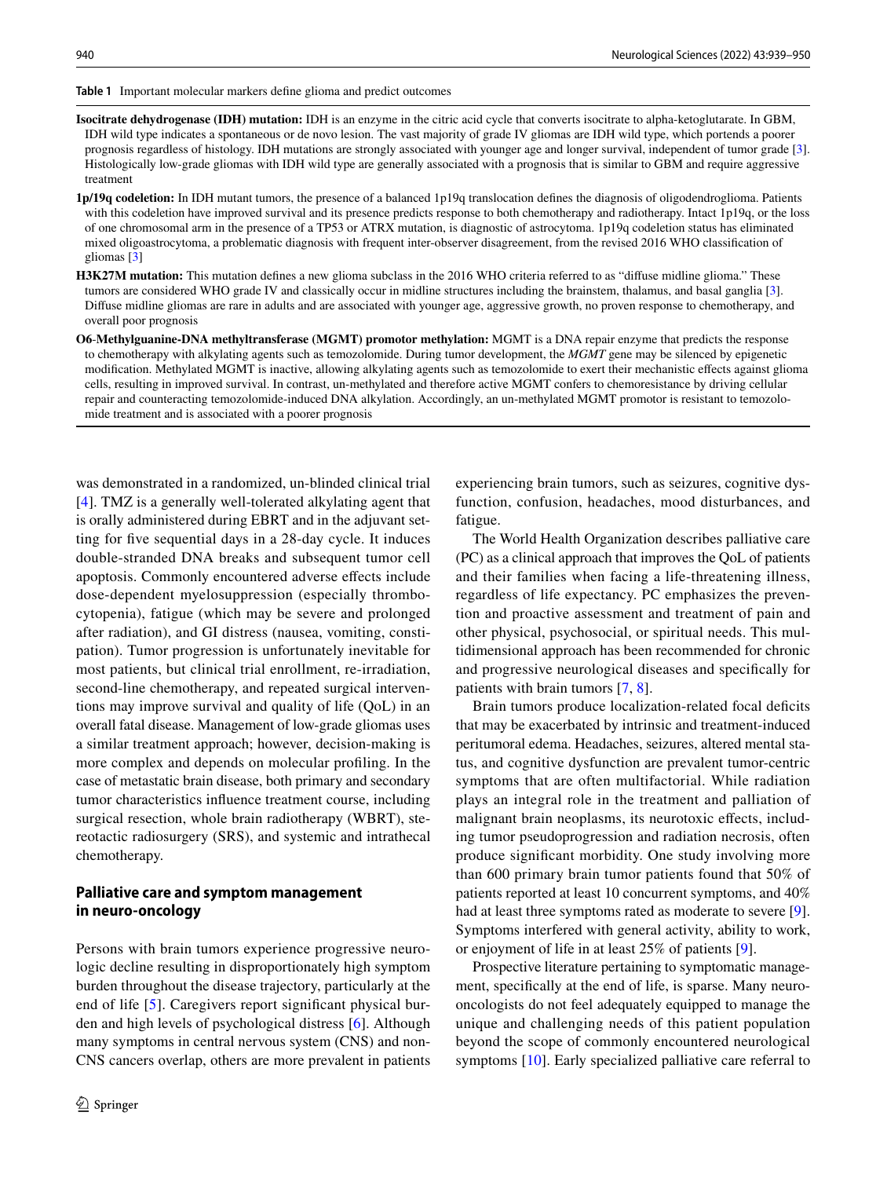**Table 1** Important molecular markers define glioma and predict outcomes

**Isocitrate dehydrogenase (IDH) mutation:** IDH is an enzyme in the citric acid cycle that converts isocitrate to alpha-ketoglutarate. In GBM, IDH wild type indicates a spontaneous or de novo lesion. The vast majority of grade IV gliomas are IDH wild type, which portends a poorer prognosis regardless of histology. IDH mutations are strongly associated with younger age and longer survival, independent of tumor grade [3]. Histologically low-grade gliomas with IDH wild type are generally associated with a prognosis that is similar to GBM and require aggressive treatment

**1p/19q codeletion:** In IDH mutant tumors, the presence of a balanced 1p19q translocation defines the diagnosis of oligodendroglioma. Patients with this codeletion have improved survival and its presence predicts response to both chemotherapy and radiotherapy. Intact 1p19q, or the loss of one chromosomal arm in the presence of a TP53 or ATRX mutation, is diagnostic of astrocytoma. 1p19q codeletion status has eliminated mixed oligoastrocytoma, a problematic diagnosis with frequent inter-observer disagreement, from the revised 2016 WHO classification of gliomas [3]

**H3K27M mutation:** This mutation defines a new glioma subclass in the 2016 WHO criteria referred to as "diffuse midline glioma." These tumors are considered WHO grade IV and classically occur in midline structures including the brainstem, thalamus, and basal ganglia [3]. Diffuse midline gliomas are rare in adults and are associated with younger age, aggressive growth, no proven response to chemotherapy, and overall poor prognosis

**O6-Methylguanine-DNA methyltransferase (MGMT) promotor methylation:** MGMT is a DNA repair enzyme that predicts the response to chemotherapy with alkylating agents such as temozolomide. During tumor development, the *MGMT* gene may be silenced by epigenetic modification. Methylated MGMT is inactive, allowing alkylating agents such as temozolomide to exert their mechanistic effects against glioma cells, resulting in improved survival. In contrast, un-methylated and therefore active MGMT confers to chemoresistance by driving cellular repair and counteracting temozolomide-induced DNA alkylation. Accordingly, an un-methylated MGMT promotor is resistant to temozolomide treatment and is associated with a poorer prognosis

was demonstrated in a randomized, un-blinded clinical trial [4]. TMZ is a generally well-tolerated alkylating agent that is orally administered during EBRT and in the adjuvant setting for five sequential days in a 28-day cycle. It induces double-stranded DNA breaks and subsequent tumor cell apoptosis. Commonly encountered adverse effects include dose-dependent myelosuppression (especially thrombocytopenia), fatigue (which may be severe and prolonged after radiation), and GI distress (nausea, vomiting, constipation). Tumor progression is unfortunately inevitable for most patients, but clinical trial enrollment, re-irradiation, second-line chemotherapy, and repeated surgical interventions may improve survival and quality of life (QoL) in an overall fatal disease. Management of low-grade gliomas uses a similar treatment approach; however, decision-making is more complex and depends on molecular profiling. In the case of metastatic brain disease, both primary and secondary tumor characteristics influence treatment course, including surgical resection, whole brain radiotherapy (WBRT), stereotactic radiosurgery (SRS), and systemic and intrathecal chemotherapy.

## Palliative care and symptom management in neuro-oncology

Persons with brain tumors experience progressive neurologic decline resulting in disproportionately high symptom burden throughout the disease trajectory, particularly at the end of life [5]. Caregivers report significant physical burden and high levels of psychological distress [6]. Although many symptoms in central nervous system (CNS) and non-CNS cancers overlap, others are more prevalent in patients experiencing brain tumors, such as seizures, cognitive dysfunction, confusion, headaches, mood disturbances, and fatigue.

The World Health Organization describes palliative care (PC) as a clinical approach that improves the QoL of patients and their families when facing a life-threatening illness, regardless of life expectancy. PC emphasizes the prevention and proactive assessment and treatment of pain and other physical, psychosocial, or spiritual needs. This multidimensional approach has been recommended for chronic and progressive neurological diseases and specifically for patients with brain tumors [7, 8].

Brain tumors produce localization-related focal deficits that may be exacerbated by intrinsic and treatment-induced peritumoral edema. Headaches, seizures, altered mental status, and cognitive dysfunction are prevalent tumor-centric symptoms that are often multifactorial. While radiation plays an integral role in the treatment and palliation of malignant brain neoplasms, its neurotoxic effects, including tumor pseudoprogression and radiation necrosis, often produce significant morbidity. One study involving more than 600 primary brain tumor patients found that 50% of patients reported at least 10 concurrent symptoms, and 40% had at least three symptoms rated as moderate to severe [9]. Symptoms interfered with general activity, ability to work, or enjoyment of life in at least 25% of patients [9].

Prospective literature pertaining to symptomatic management, specifically at the end of life, is sparse. Many neuro-oncologists do not feel adequately equipped to manage the unique and challenging needs of this patient population beyond the scope of commonly encountered neurological symptoms [10]. Early specialized palliative care referral to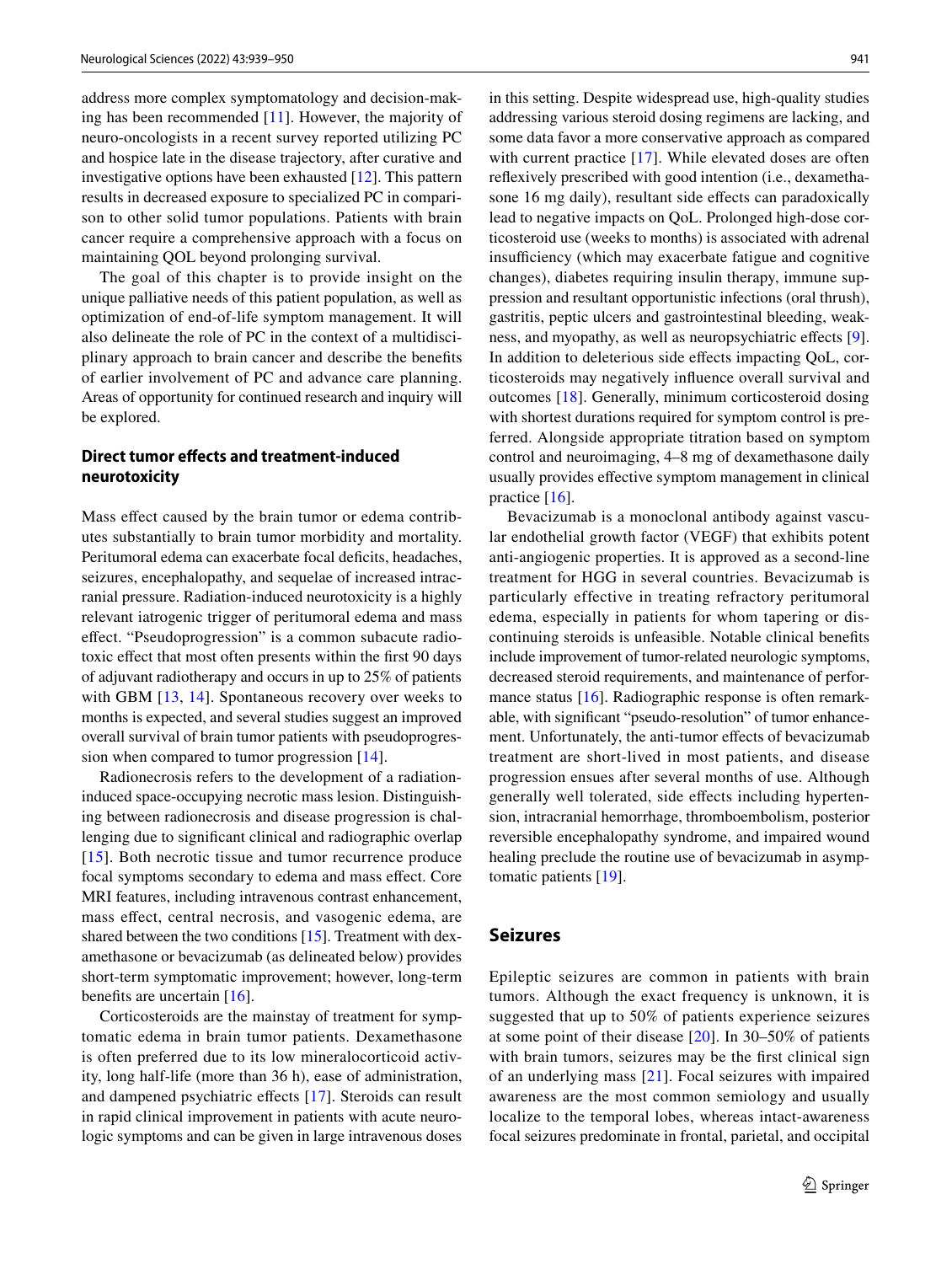address more complex symptomatology and decision-making has been recommended [11]. However, the majority of neuro-oncologists in a recent survey reported utilizing PC and hospice late in the disease trajectory, after curative and investigative options have been exhausted [12]. This pattern results in decreased exposure to specialized PC in comparison to other solid tumor populations. Patients with brain cancer require a comprehensive approach with a focus on maintaining QOL beyond prolonging survival.

The goal of this chapter is to provide insight on the unique palliative needs of this patient population, as well as optimization of end-of-life symptom management. It will also delineate the role of PC in the context of a multidisciplinary approach to brain cancer and describe the benefits of earlier involvement of PC and advance care planning. Areas of opportunity for continued research and inquiry will be explored.

## Direct tumor effects and treatment-induced neurotoxicity

Mass effect caused by the brain tumor or edema contributes substantially to brain tumor morbidity and mortality. Peritumoral edema can exacerbate focal deficits, headaches, seizures, encephalopathy, and sequelae of increased intracranial pressure. Radiation-induced neurotoxicity is a highly relevant iatrogenic trigger of peritumoral edema and mass effect. "Pseudoprogression" is a common subacute radiotoxic effect that most often presents within the first 90 days of adjuvant radiotherapy and occurs in up to 25% of patients with GBM [13, 14]. Spontaneous recovery over weeks to months is expected, and several studies suggest an improved overall survival of brain tumor patients with pseudoprogression when compared to tumor progression [14].

Radionecrosis refers to the development of a radiation-induced space-occupying necrotic mass lesion. Distinguishing between radionecrosis and disease progression is challenging due to significant clinical and radiographic overlap [15]. Both necrotic tissue and tumor recurrence produce focal symptoms secondary to edema and mass effect. Core MRI features, including intravenous contrast enhancement, mass effect, central necrosis, and vasogenic edema, are shared between the two conditions [15]. Treatment with dexamethasone or bevacizumab (as delineated below) provides short-term symptomatic improvement; however, long-term benefits are uncertain [16].

Corticosteroids are the mainstay of treatment for symptomatic edema in brain tumor patients. Dexamethasone is often preferred due to its low mineralocorticoid activity, long half-life (more than 36 h), ease of administration, and dampened psychiatric effects [17]. Steroids can result in rapid clinical improvement in patients with acute neurologic symptoms and can be given in large intravenous doses in this setting. Despite widespread use, high-quality studies addressing various steroid dosing regimens are lacking, and some data favor a more conservative approach as compared with current practice [17]. While elevated doses are often reflexively prescribed with good intention (i.e., dexamethasone 16 mg daily), resultant side effects can paradoxically lead to negative impacts on QoL. Prolonged high-dose corticosteroid use (weeks to months) is associated with adrenal insufficiency (which may exacerbate fatigue and cognitive changes), diabetes requiring insulin therapy, immune suppression and resultant opportunistic infections (oral thrush), gastritis, peptic ulcers and gastrointestinal bleeding, weakness, and myopathy, as well as neuropsychiatric effects [9]. In addition to deleterious side effects impacting QoL, corticosteroids may negatively influence overall survival and outcomes [18]. Generally, minimum corticosteroid dosing with shortest durations required for symptom control is preferred. Alongside appropriate titration based on symptom control and neuroimaging, 4–8 mg of dexamethasone daily usually provides effective symptom management in clinical practice [16].

Bevacizumab is a monoclonal antibody against vascular endothelial growth factor (VEGF) that exhibits potent anti-angiogenic properties. It is approved as a second-line treatment for HGG in several countries. Bevacizumab is particularly effective in treating refractory peritumoral edema, especially in patients for whom tapering or discontinuing steroids is unfeasible. Notable clinical benefits include improvement of tumor-related neurologic symptoms, decreased steroid requirements, and maintenance of performance status [16]. Radiographic response is often remarkable, with significant "pseudo-resolution" of tumor enhancement. Unfortunately, the anti-tumor effects of bevacizumab treatment are short-lived in most patients, and disease progression ensues after several months of use. Although generally well tolerated, side effects including hypertension, intracranial hemorrhage, thromboembolism, posterior reversible encephalopathy syndrome, and impaired wound healing preclude the routine use of bevacizumab in asymptomatic patients [19].

## Seizures

Epileptic seizures are common in patients with brain tumors. Although the exact frequency is unknown, it is suggested that up to 50% of patients experience seizures at some point of their disease [20]. In 30–50% of patients with brain tumors, seizures may be the first clinical sign of an underlying mass [21]. Focal seizures with impaired awareness are the most common semiology and usually localize to the temporal lobes, whereas intact-awareness focal seizures predominate in frontal, parietal, and occipital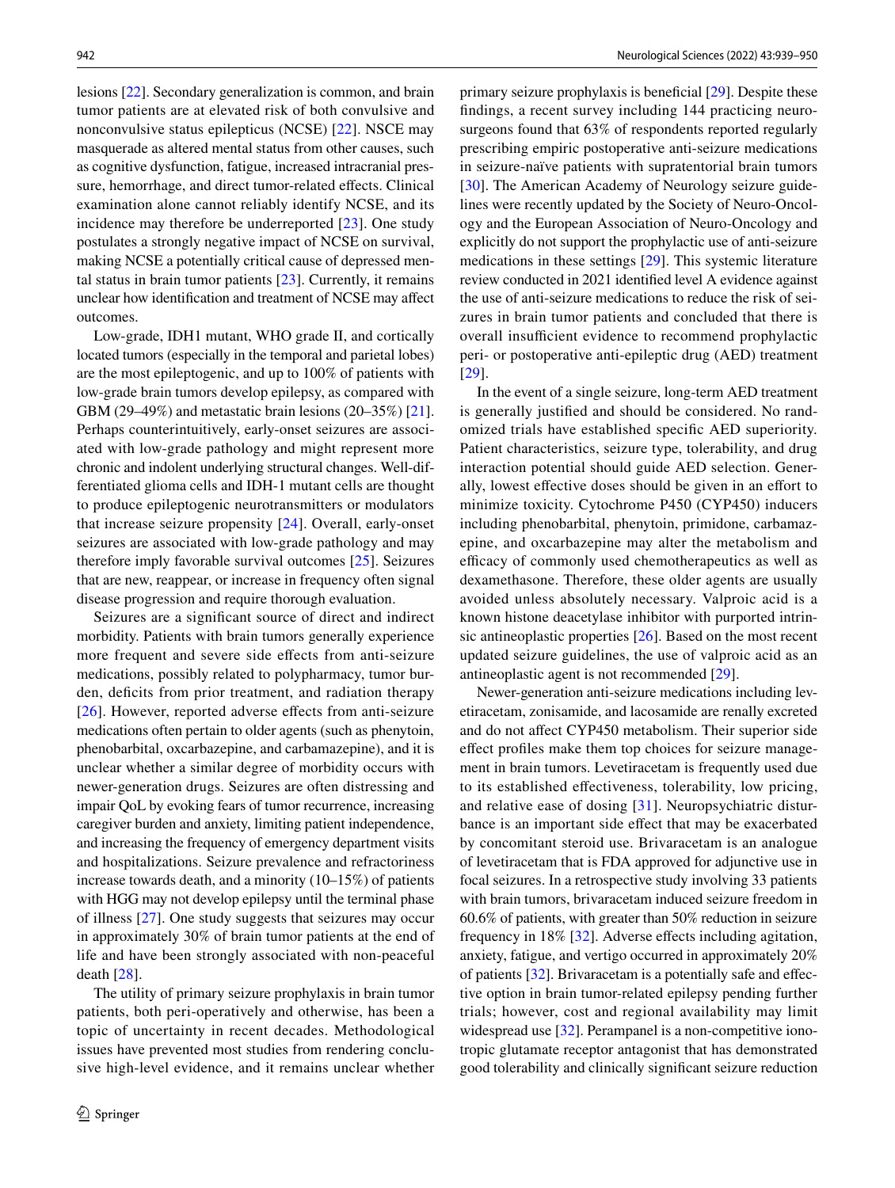lesions [22]. Secondary generalization is common, and brain tumor patients are at elevated risk of both convulsive and nonconvulsive status epilepticus (NCSE) [22]. NSCE may masquerade as altered mental status from other causes, such as cognitive dysfunction, fatigue, increased intracranial pressure, hemorrhage, and direct tumor-related effects. Clinical examination alone cannot reliably identify NCSE, and its incidence may therefore be underreported [23]. One study postulates a strongly negative impact of NCSE on survival, making NCSE a potentially critical cause of depressed mental status in brain tumor patients [23]. Currently, it remains unclear how identification and treatment of NCSE may affect outcomes.

Low-grade, IDH1 mutant, WHO grade II, and cortically located tumors (especially in the temporal and parietal lobes) are the most epileptogenic, and up to 100% of patients with low-grade brain tumors develop epilepsy, as compared with GBM (29–49%) and metastatic brain lesions (20–35%) [21]. Perhaps counterintuitively, early-onset seizures are associated with low-grade pathology and might represent more chronic and indolent underlying structural changes. Well-differentiated glioma cells and IDH-1 mutant cells are thought to produce epileptogenic neurotransmitters or modulators that increase seizure propensity [24]. Overall, early-onset seizures are associated with low-grade pathology and may therefore imply favorable survival outcomes [25]. Seizures that are new, reappear, or increase in frequency often signal disease progression and require thorough evaluation.

Seizures are a significant source of direct and indirect morbidity. Patients with brain tumors generally experience more frequent and severe side effects from anti-seizure medications, possibly related to polypharmacy, tumor burden, deficits from prior treatment, and radiation therapy [26]. However, reported adverse effects from anti-seizure medications often pertain to older agents (such as phenytoin, phenobarbital, oxcarbazepine, and carbamazepine), and it is unclear whether a similar degree of morbidity occurs with newer-generation drugs. Seizures are often distressing and impair QoL by evoking fears of tumor recurrence, increasing caregiver burden and anxiety, limiting patient independence, and increasing the frequency of emergency department visits and hospitalizations. Seizure prevalence and refractoriness increase towards death, and a minority (10–15%) of patients with HGG may not develop epilepsy until the terminal phase of illness [27]. One study suggests that seizures may occur in approximately 30% of brain tumor patients at the end of life and have been strongly associated with non-peaceful death [28].

The utility of primary seizure prophylaxis in brain tumor patients, both peri-operatively and otherwise, has been a topic of uncertainty in recent decades. Methodological issues have prevented most studies from rendering conclusive high-level evidence, and it remains unclear whether primary seizure prophylaxis is beneficial [29]. Despite these findings, a recent survey including 144 practicing neurosurgeons found that 63% of respondents reported regularly prescribing empiric postoperative anti-seizure medications in seizure-naïve patients with supratentorial brain tumors [30]. The American Academy of Neurology seizure guidelines were recently updated by the Society of Neuro-Oncology and the European Association of Neuro-Oncology and explicitly do not support the prophylactic use of anti-seizure medications in these settings [29]. This systemic literature review conducted in 2021 identified level A evidence against the use of anti-seizure medications to reduce the risk of seizures in brain tumor patients and concluded that there is overall insufficient evidence to recommend prophylactic peri- or postoperative anti-epileptic drug (AED) treatment [29].

In the event of a single seizure, long-term AED treatment is generally justified and should be considered. No randomized trials have established specific AED superiority. Patient characteristics, seizure type, tolerability, and drug interaction potential should guide AED selection. Generally, lowest effective doses should be given in an effort to minimize toxicity. Cytochrome P450 (CYP450) inducers including phenobarbital, phenytoin, primidone, carbamazepine, and oxcarbazepine may alter the metabolism and efficacy of commonly used chemotherapeutics as well as dexamethasone. Therefore, these older agents are usually avoided unless absolutely necessary. Valproic acid is a known histone deacetylase inhibitor with purported intrinsic antineoplastic properties [26]. Based on the most recent updated seizure guidelines, the use of valproic acid as an antineoplastic agent is not recommended [29].

Newer-generation anti-seizure medications including levetiracetam, zonisamide, and lacosamide are renally excreted and do not affect CYP450 metabolism. Their superior side effect profiles make them top choices for seizure management in brain tumors. Levetiracetam is frequently used due to its established effectiveness, tolerability, low pricing, and relative ease of dosing [31]. Neuropsychiatric disturbance is an important side effect that may be exacerbated by concomitant steroid use. Brivaracetam is an analogue of levetiracetam that is FDA approved for adjunctive use in focal seizures. In a retrospective study involving 33 patients with brain tumors, brivaracetam induced seizure freedom in 60.6% of patients, with greater than 50% reduction in seizure frequency in 18% [32]. Adverse effects including agitation, anxiety, fatigue, and vertigo occurred in approximately 20% of patients [32]. Brivaracetam is a potentially safe and effective option in brain tumor-related epilepsy pending further trials; however, cost and regional availability may limit widespread use [32]. Perampanel is a non-competitive ionotropic glutamate receptor antagonist that has demonstrated good tolerability and clinically significant seizure reduction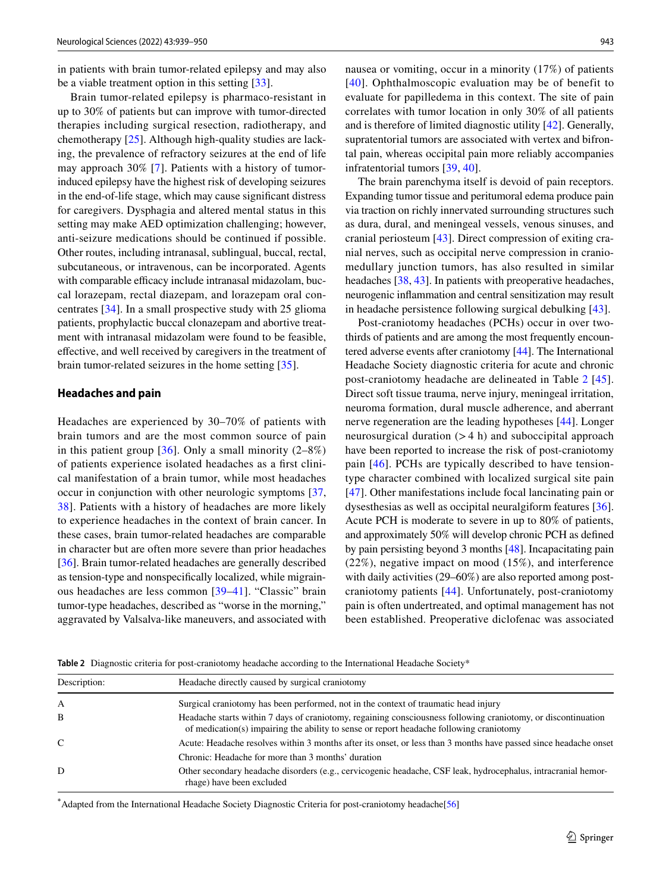in patients with brain tumor-related epilepsy and may also be a viable treatment option in this setting [33].

Brain tumor-related epilepsy is pharmaco-resistant in up to 30% of patients but can improve with tumor-directed therapies including surgical resection, radiotherapy, and chemotherapy [25]. Although high-quality studies are lacking, the prevalence of refractory seizures at the end of life may approach 30% [7]. Patients with a history of tumor-induced epilepsy have the highest risk of developing seizures in the end-of-life stage, which may cause significant distress for caregivers. Dysphagia and altered mental status in this setting may make AED optimization challenging; however, anti-seizure medications should be continued if possible. Other routes, including intranasal, sublingual, buccal, rectal, subcutaneous, or intravenous, can be incorporated. Agents with comparable efficacy include intranasal midazolam, buccal lorazepam, rectal diazepam, and lorazepam oral concentrates [34]. In a small prospective study with 25 glioma patients, prophylactic buccal clonazepam and abortive treatment with intranasal midazolam were found to be feasible, effective, and well received by caregivers in the treatment of brain tumor-related seizures in the home setting [35].

## Headaches and pain

Headaches are experienced by 30–70% of patients with brain tumors and are the most common source of pain in this patient group [36]. Only a small minority (2–8%) of patients experience isolated headaches as a first clinical manifestation of a brain tumor, while most headaches occur in conjunction with other neurologic symptoms [37, 38]. Patients with a history of headaches are more likely to experience headaches in the context of brain cancer. In these cases, brain tumor-related headaches are comparable in character but are often more severe than prior headaches [36]. Brain tumor-related headaches are generally described as tension-type and nonspecifically localized, while migrainous headaches are less common [39–41]. "Classic" brain tumor-type headaches, described as "worse in the morning," aggravated by Valsalva-like maneuvers, and associated with nausea or vomiting, occur in a minority (17%) of patients [40]. Ophthalmoscopic evaluation may be of benefit to evaluate for papilledema in this context. The site of pain correlates with tumor location in only 30% of all patients and is therefore of limited diagnostic utility [42]. Generally, supratentorial tumors are associated with vertex and bifrontal pain, whereas occipital pain more reliably accompanies infratentorial tumors [39, 40].

The brain parenchyma itself is devoid of pain receptors. Expanding tumor tissue and peritumoral edema produce pain via traction on richly innervated surrounding structures such as dura, dural, and meningeal vessels, venous sinuses, and cranial periosteum [43]. Direct compression of exiting cranial nerves, such as occipital nerve compression in craniomedullary junction tumors, has also resulted in similar headaches [38, 43]. In patients with preoperative headaches, neurogenic inflammation and central sensitization may result in headache persistence following surgical debulking [43].

Post-craniotomy headaches (PCHs) occur in over two-thirds of patients and are among the most frequently encountered adverse events after craniotomy [44]. The International Headache Society diagnostic criteria for acute and chronic post-craniotomy headache are delineated in Table 2 [45]. Direct soft tissue trauma, nerve injury, meningeal irritation, neuroma formation, dural muscle adherence, and aberrant nerve regeneration are the leading hypotheses [44]. Longer neurosurgical duration (> 4 h) and suboccipital approach have been reported to increase the risk of post-craniotomy pain [46]. PCHs are typically described to have tension-type character combined with localized surgical site pain [47]. Other manifestations include focal lancinating pain or dysesthesias as well as occipital neuralgiform features [36]. Acute PCH is moderate to severe in up to 80% of patients, and approximately 50% will develop chronic PCH as defined by pain persisting beyond 3 months [48]. Incapacitating pain (22%), negative impact on mood (15%), and interference with daily activities (29–60%) are also reported among post-craniotomy patients [44]. Unfortunately, post-craniotomy pain is often undertreated, and optimal management has not been established. Preoperative diclofenac was associated

**Table 2** Diagnostic criteria for post-craniotomy headache according to the International Headache Society*

| Description: | Headache directly caused by surgical craniotomy |
|---|---|
| A | Surgical craniotomy has been performed, not in the context of traumatic head injury |
| B | Headache starts within 7 days of craniotomy, regaining consciousness following craniotomy, or discontinuation of medication(s) impairing the ability to sense or report headache following craniotomy |
| C | Acute: Headache resolves within 3 months after its onset, or less than 3 months have passed since headache onset |
| | Chronic: Headache for more than 3 months' duration |
| D | Other secondary headache disorders (e.g., cervicogenic headache, CSF leak, hydrocephalus, intracranial hemorrhage) have been excluded |

*Adapted from the International Headache Society Diagnostic Criteria for post-craniotomy headache[56]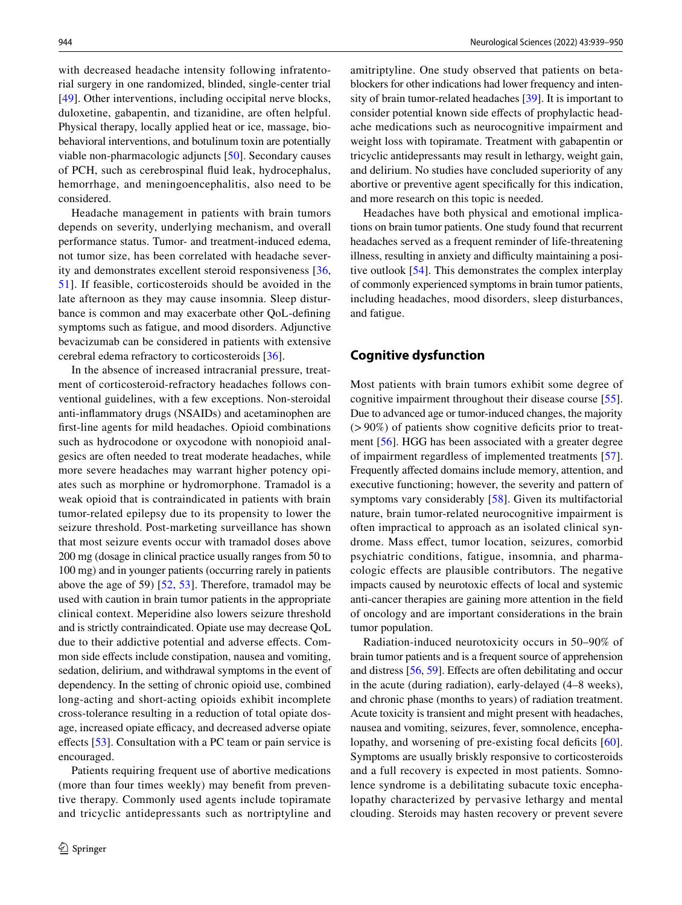with decreased headache intensity following infratentorial surgery in one randomized, blinded, single-center trial [49]. Other interventions, including occipital nerve blocks, duloxetine, gabapentin, and tizanidine, are often helpful. Physical therapy, locally applied heat or ice, massage, biobehavioral interventions, and botulinum toxin are potentially viable non-pharmacologic adjuncts [50]. Secondary causes of PCH, such as cerebrospinal fluid leak, hydrocephalus, hemorrhage, and meningoencephalitis, also need to be considered.

Headache management in patients with brain tumors depends on severity, underlying mechanism, and overall performance status. Tumor- and treatment-induced edema, not tumor size, has been correlated with headache severity and demonstrates excellent steroid responsiveness [36, 51]. If feasible, corticosteroids should be avoided in the late afternoon as they may cause insomnia. Sleep disturbance is common and may exacerbate other QoL-defining symptoms such as fatigue, and mood disorders. Adjunctive bevacizumab can be considered in patients with extensive cerebral edema refractory to corticosteroids [36].

In the absence of increased intracranial pressure, treatment of corticosteroid-refractory headaches follows conventional guidelines, with a few exceptions. Non-steroidal anti-inflammatory drugs (NSAIDs) and acetaminophen are first-line agents for mild headaches. Opioid combinations such as hydrocodone or oxycodone with nonopioid analgesics are often needed to treat moderate headaches, while more severe headaches may warrant higher potency opiates such as morphine or hydromorphone. Tramadol is a weak opioid that is contraindicated in patients with brain tumor-related epilepsy due to its propensity to lower the seizure threshold. Post-marketing surveillance has shown that most seizure events occur with tramadol doses above 200 mg (dosage in clinical practice usually ranges from 50 to 100 mg) and in younger patients (occurring rarely in patients above the age of 59) [52, 53]. Therefore, tramadol may be used with caution in brain tumor patients in the appropriate clinical context. Meperidine also lowers seizure threshold and is strictly contraindicated. Opiate use may decrease QoL due to their addictive potential and adverse effects. Common side effects include constipation, nausea and vomiting, sedation, delirium, and withdrawal symptoms in the event of dependency. In the setting of chronic opioid use, combined long-acting and short-acting opioids exhibit incomplete cross-tolerance resulting in a reduction of total opiate dosage, increased opiate efficacy, and decreased adverse opiate effects [53]. Consultation with a PC team or pain service is encouraged.

Patients requiring frequent use of abortive medications (more than four times weekly) may benefit from preventive therapy. Commonly used agents include topiramate and tricyclic antidepressants such as nortriptyline and amitriptyline. One study observed that patients on beta-blockers for other indications had lower frequency and intensity of brain tumor-related headaches [39]. It is important to consider potential known side effects of prophylactic headache medications such as neurocognitive impairment and weight loss with topiramate. Treatment with gabapentin or tricyclic antidepressants may result in lethargy, weight gain, and delirium. No studies have concluded superiority of any abortive or preventive agent specifically for this indication, and more research on this topic is needed.

Headaches have both physical and emotional implications on brain tumor patients. One study found that recurrent headaches served as a frequent reminder of life-threatening illness, resulting in anxiety and difficulty maintaining a positive outlook [54]. This demonstrates the complex interplay of commonly experienced symptoms in brain tumor patients, including headaches, mood disorders, sleep disturbances, and fatigue.

## Cognitive dysfunction

Most patients with brain tumors exhibit some degree of cognitive impairment throughout their disease course [55]. Due to advanced age or tumor-induced changes, the majority (> 90%) of patients show cognitive deficits prior to treatment [56]. HGG has been associated with a greater degree of impairment regardless of implemented treatments [57]. Frequently affected domains include memory, attention, and executive functioning; however, the severity and pattern of symptoms vary considerably [58]. Given its multifactorial nature, brain tumor-related neurocognitive impairment is often impractical to approach as an isolated clinical syndrome. Mass effect, tumor location, seizures, comorbid psychiatric conditions, fatigue, insomnia, and pharmacologic effects are plausible contributors. The negative impacts caused by neurotoxic effects of local and systemic anti-cancer therapies are gaining more attention in the field of oncology and are important considerations in the brain tumor population.

Radiation-induced neurotoxicity occurs in 50–90% of brain tumor patients and is a frequent source of apprehension and distress [56, 59]. Effects are often debilitating and occur in the acute (during radiation), early-delayed (4–8 weeks), and chronic phase (months to years) of radiation treatment. Acute toxicity is transient and might present with headaches, nausea and vomiting, seizures, fever, somnolence, encephalopathy, and worsening of pre-existing focal deficits [60]. Symptoms are usually briskly responsive to corticosteroids and a full recovery is expected in most patients. Somnolence syndrome is a debilitating subacute toxic encephalopathy characterized by pervasive lethargy and mental clouding. Steroids may hasten recovery or prevent severe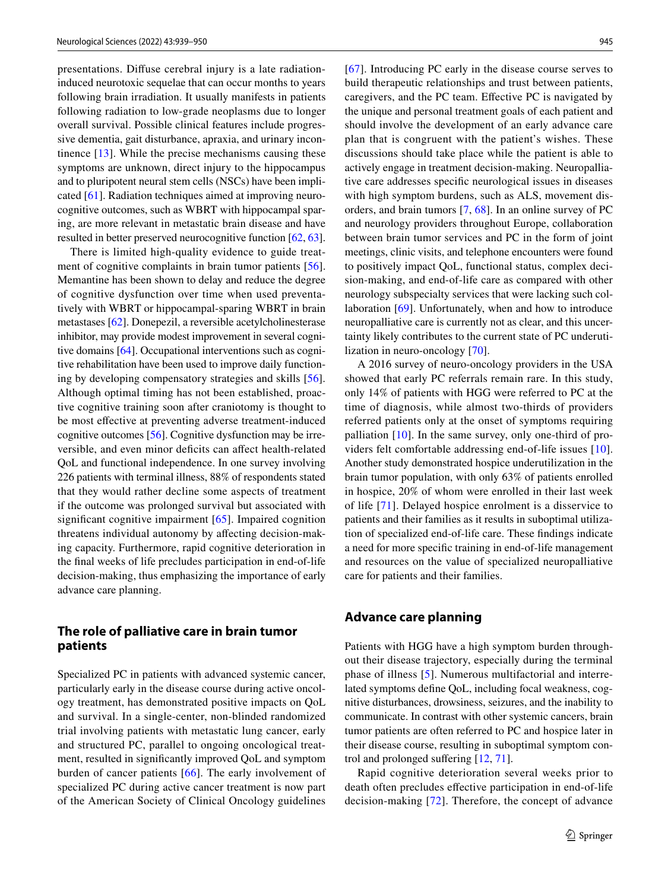presentations. Diffuse cerebral injury is a late radiation-induced neurotoxic sequelae that can occur months to years following brain irradiation. It usually manifests in patients following radiation to low-grade neoplasms due to longer overall survival. Possible clinical features include progressive dementia, gait disturbance, apraxia, and urinary incontinence [13]. While the precise mechanisms causing these symptoms are unknown, direct injury to the hippocampus and to pluripotent neural stem cells (NSCs) have been implicated [61]. Radiation techniques aimed at improving neurocognitive outcomes, such as WBRT with hippocampal sparing, are more relevant in metastatic brain disease and have resulted in better preserved neurocognitive function [62, 63].

There is limited high-quality evidence to guide treatment of cognitive complaints in brain tumor patients [56]. Memantine has been shown to delay and reduce the degree of cognitive dysfunction over time when used preventatively with WBRT or hippocampal-sparing WBRT in brain metastases [62]. Donepezil, a reversible acetylcholinesterase inhibitor, may provide modest improvement in several cognitive domains [64]. Occupational interventions such as cognitive rehabilitation have been used to improve daily functioning by developing compensatory strategies and skills [56]. Although optimal timing has not been established, proactive cognitive training soon after craniotomy is thought to be most effective at preventing adverse treatment-induced cognitive outcomes [56]. Cognitive dysfunction may be irreversible, and even minor deficits can affect health-related QoL and functional independence. In one survey involving 226 patients with terminal illness, 88% of respondents stated that they would rather decline some aspects of treatment if the outcome was prolonged survival but associated with significant cognitive impairment [65]. Impaired cognition threatens individual autonomy by affecting decision-making capacity. Furthermore, rapid cognitive deterioration in the final weeks of life precludes participation in end-of-life decision-making, thus emphasizing the importance of early advance care planning.

## The role of palliative care in brain tumor patients

Specialized PC in patients with advanced systemic cancer, particularly early in the disease course during active oncology treatment, has demonstrated positive impacts on QoL and survival. In a single-center, non-blinded randomized trial involving patients with metastatic lung cancer, early and structured PC, parallel to ongoing oncological treatment, resulted in significantly improved QoL and symptom burden of cancer patients [66]. The early involvement of specialized PC during active cancer treatment is now part of the American Society of Clinical Oncology guidelines [67]. Introducing PC early in the disease course serves to build therapeutic relationships and trust between patients, caregivers, and the PC team. Effective PC is navigated by the unique and personal treatment goals of each patient and should involve the development of an early advance care plan that is congruent with the patient's wishes. These discussions should take place while the patient is able to actively engage in treatment decision-making. Neuropalliative care addresses specific neurological issues in diseases with high symptom burdens, such as ALS, movement disorders, and brain tumors [7, 68]. In an online survey of PC and neurology providers throughout Europe, collaboration between brain tumor services and PC in the form of joint meetings, clinic visits, and telephone encounters were found to positively impact QoL, functional status, complex decision-making, and end-of-life care as compared with other neurology subspecialty services that were lacking such collaboration [69]. Unfortunately, when and how to introduce neuropalliative care is currently not as clear, and this uncertainty likely contributes to the current state of PC underutilization in neuro-oncology [70].

A 2016 survey of neuro-oncology providers in the USA showed that early PC referrals remain rare. In this study, only 14% of patients with HGG were referred to PC at the time of diagnosis, while almost two-thirds of providers referred patients only at the onset of symptoms requiring palliation [10]. In the same survey, only one-third of providers felt comfortable addressing end-of-life issues [10]. Another study demonstrated hospice underutilization in the brain tumor population, with only 63% of patients enrolled in hospice, 20% of whom were enrolled in their last week of life [71]. Delayed hospice enrolment is a disservice to patients and their families as it results in suboptimal utilization of specialized end-of-life care. These findings indicate a need for more specific training in end-of-life management and resources on the value of specialized neuropalliative care for patients and their families.

## Advance care planning

Patients with HGG have a high symptom burden throughout their disease trajectory, especially during the terminal phase of illness [5]. Numerous multifactorial and interrelated symptoms define QoL, including focal weakness, cognitive disturbances, drowsiness, seizures, and the inability to communicate. In contrast with other systemic cancers, brain tumor patients are often referred to PC and hospice later in their disease course, resulting in suboptimal symptom control and prolonged suffering [12, 71].

Rapid cognitive deterioration several weeks prior to death often precludes effective participation in end-of-life decision-making [72]. Therefore, the concept of advance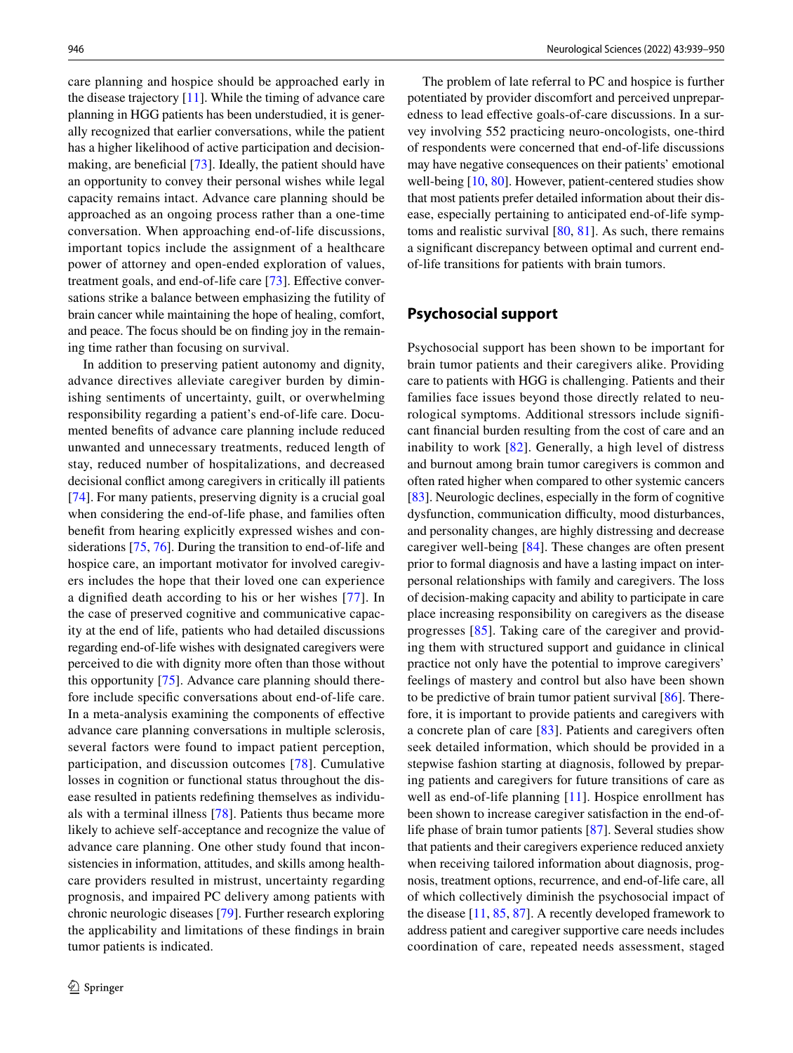care planning and hospice should be approached early in the disease trajectory [11]. While the timing of advance care planning in HGG patients has been understudied, it is generally recognized that earlier conversations, while the patient has a higher likelihood of active participation and decision-making, are beneficial [73]. Ideally, the patient should have an opportunity to convey their personal wishes while legal capacity remains intact. Advance care planning should be approached as an ongoing process rather than a one-time conversation. When approaching end-of-life discussions, important topics include the assignment of a healthcare power of attorney and open-ended exploration of values, treatment goals, and end-of-life care [73]. Effective conversations strike a balance between emphasizing the futility of brain cancer while maintaining the hope of healing, comfort, and peace. The focus should be on finding joy in the remaining time rather than focusing on survival.

In addition to preserving patient autonomy and dignity, advance directives alleviate caregiver burden by diminishing sentiments of uncertainty, guilt, or overwhelming responsibility regarding a patient's end-of-life care. Documented benefits of advance care planning include reduced unwanted and unnecessary treatments, reduced length of stay, reduced number of hospitalizations, and decreased decisional conflict among caregivers in critically ill patients [74]. For many patients, preserving dignity is a crucial goal when considering the end-of-life phase, and families often benefit from hearing explicitly expressed wishes and considerations [75, 76]. During the transition to end-of-life and hospice care, an important motivator for involved caregivers includes the hope that their loved one can experience a dignified death according to his or her wishes [77]. In the case of preserved cognitive and communicative capacity at the end of life, patients who had detailed discussions regarding end-of-life wishes with designated caregivers were perceived to die with dignity more often than those without this opportunity [75]. Advance care planning should therefore include specific conversations about end-of-life care. In a meta-analysis examining the components of effective advance care planning conversations in multiple sclerosis, several factors were found to impact patient perception, participation, and discussion outcomes [78]. Cumulative losses in cognition or functional status throughout the disease resulted in patients redefining themselves as individuals with a terminal illness [78]. Patients thus became more likely to achieve self-acceptance and recognize the value of advance care planning. One other study found that inconsistencies in information, attitudes, and skills among healthcare providers resulted in mistrust, uncertainty regarding prognosis, and impaired PC delivery among patients with chronic neurologic diseases [79]. Further research exploring the applicability and limitations of these findings in brain tumor patients is indicated.

The problem of late referral to PC and hospice is further potentiated by provider discomfort and perceived unpreparedness to lead effective goals-of-care discussions. In a survey involving 552 practicing neuro-oncologists, one-third of respondents were concerned that end-of-life discussions may have negative consequences on their patients' emotional well-being [10, 80]. However, patient-centered studies show that most patients prefer detailed information about their disease, especially pertaining to anticipated end-of-life symptoms and realistic survival [80, 81]. As such, there remains a significant discrepancy between optimal and current end-of-life transitions for patients with brain tumors.

## Psychosocial support

Psychosocial support has been shown to be important for brain tumor patients and their caregivers alike. Providing care to patients with HGG is challenging. Patients and their families face issues beyond those directly related to neurological symptoms. Additional stressors include significant financial burden resulting from the cost of care and an inability to work [82]. Generally, a high level of distress and burnout among brain tumor caregivers is common and often rated higher when compared to other systemic cancers [83]. Neurologic declines, especially in the form of cognitive dysfunction, communication difficulty, mood disturbances, and personality changes, are highly distressing and decrease caregiver well-being [84]. These changes are often present prior to formal diagnosis and have a lasting impact on interpersonal relationships with family and caregivers. The loss of decision-making capacity and ability to participate in care place increasing responsibility on caregivers as the disease progresses [85]. Taking care of the caregiver and providing them with structured support and guidance in clinical practice not only have the potential to improve caregivers' feelings of mastery and control but also have been shown to be predictive of brain tumor patient survival [86]. Therefore, it is important to provide patients and caregivers with a concrete plan of care [83]. Patients and caregivers often seek detailed information, which should be provided in a stepwise fashion starting at diagnosis, followed by preparing patients and caregivers for future transitions of care as well as end-of-life planning [11]. Hospice enrollment has been shown to increase caregiver satisfaction in the end-of-life phase of brain tumor patients [87]. Several studies show that patients and their caregivers experience reduced anxiety when receiving tailored information about diagnosis, prognosis, treatment options, recurrence, and end-of-life care, all of which collectively diminish the psychosocial impact of the disease [11, 85, 87]. A recently developed framework to address patient and caregiver supportive care needs includes coordination of care, repeated needs assessment, staged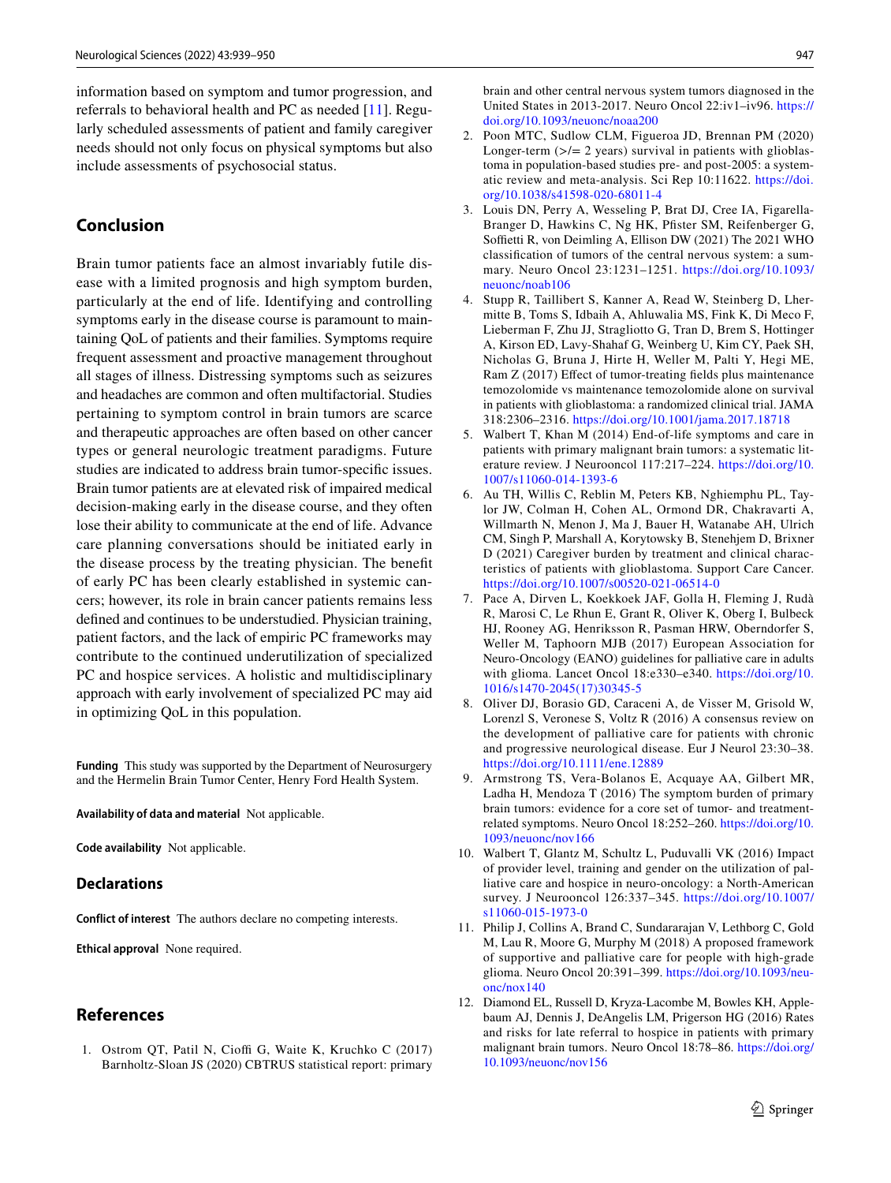information based on symptom and tumor progression, and referrals to behavioral health and PC as needed [11]. Regularly scheduled assessments of patient and family caregiver needs should not only focus on physical symptoms but also include assessments of psychosocial status.

## Conclusion

Brain tumor patients face an almost invariably futile disease with a limited prognosis and high symptom burden, particularly at the end of life. Identifying and controlling symptoms early in the disease course is paramount to maintaining QoL of patients and their families. Symptoms require frequent assessment and proactive management throughout all stages of illness. Distressing symptoms such as seizures and headaches are common and often multifactorial. Studies pertaining to symptom control in brain tumors are scarce and therapeutic approaches are often based on other cancer types or general neurologic treatment paradigms. Future studies are indicated to address brain tumor-specific issues. Brain tumor patients are at elevated risk of impaired medical decision-making early in the disease course, and they often lose their ability to communicate at the end of life. Advance care planning conversations should be initiated early in the disease process by the treating physician. The benefit of early PC has been clearly established in systemic cancers; however, its role in brain cancer patients remains less defined and continues to be understudied. Physician training, patient factors, and the lack of empiric PC frameworks may contribute to the continued underutilization of specialized PC and hospice services. A holistic and multidisciplinary approach with early involvement of specialized PC may aid in optimizing QoL in this population.

**Funding** This study was supported by the Department of Neurosurgery and the Hermelin Brain Tumor Center, Henry Ford Health System.

**Availability of data and material** Not applicable.

**Code availability** Not applicable.

## Declarations

**Conflict of interest** The authors declare no competing interests.

**Ethical approval** None required.

## References

1. Ostrom QT, Patil N, Cioffi G, Waite K, Kruchko C (2017) Barnholtz-Sloan JS (2020) CBTRUS statistical report: primary brain and other central nervous system tumors diagnosed in the United States in 2013-2017. Neuro Oncol 22:iv1–iv96. https://doi.org/10.1093/neuonc/noaa200
2. Poon MTC, Sudlow CLM, Figueroa JD, Brennan PM (2020) Longer-term (>/= 2 years) survival in patients with glioblastoma in population-based studies pre- and post-2005: a systematic review and meta-analysis. Sci Rep 10:11622. https://doi.org/10.1038/s41598-020-68011-4
3. Louis DN, Perry A, Wesseling P, Brat DJ, Cree IA, Figarella-Branger D, Hawkins C, Ng HK, Pfister SM, Reifenberger G, Soffietti R, von Deimling A, Ellison DW (2021) The 2021 WHO classification of tumors of the central nervous system: a summary. Neuro Oncol 23:1231–1251. https://doi.org/10.1093/neuonc/noab106
4. Stupp R, Taillibert S, Kanner A, Read W, Steinberg D, Lhermitte B, Toms S, Idbaih A, Ahluwalia MS, Fink K, Di Meco F, Lieberman F, Zhu JJ, Stragliotto G, Tran D, Brem S, Hottinger A, Kirson ED, Lavy-Shahaf G, Weinberg U, Kim CY, Paek SH, Nicholas G, Bruna J, Hirte H, Weller M, Palti Y, Hegi ME, Ram Z (2017) Effect of tumor-treating fields plus maintenance temozolomide vs maintenance temozolomide alone on survival in patients with glioblastoma: a randomized clinical trial. JAMA 318:2306–2316. https://doi.org/10.1001/jama.2017.18718
5. Walbert T, Khan M (2014) End-of-life symptoms and care in patients with primary malignant brain tumors: a systematic literature review. J Neurooncol 117:217–224. https://doi.org/10.1007/s11060-014-1393-6
6. Au TH, Willis C, Reblin M, Peters KB, Nghiemphu PL, Taylor JW, Colman H, Cohen AL, Ormond DR, Chakravarti A, Willmarth N, Menon J, Ma J, Bauer H, Watanabe AH, Ulrich CM, Singh P, Marshall A, Korytowsky B, Stenehjem D, Brixner D (2021) Caregiver burden by treatment and clinical characteristics of patients with glioblastoma. Support Care Cancer. https://doi.org/10.1007/s00520-021-06514-0
7. Pace A, Dirven L, Koekkoek JAF, Golla H, Fleming J, Rudà R, Marosi C, Le Rhun E, Grant R, Oliver K, Oberg I, Bulbeck HJ, Rooney AG, Henriksson R, Pasman HRW, Oberndorfer S, Weller M, Taphoorn MJB (2017) European Association for Neuro-Oncology (EANO) guidelines for palliative care in adults with glioma. Lancet Oncol 18:e330–e340. https://doi.org/10.1016/s1470-2045(17)30345-5
8. Oliver DJ, Borasio GD, Caraceni A, de Visser M, Grisold W, Lorenzl S, Veronese S, Voltz R (2016) A consensus review on the development of palliative care for patients with chronic and progressive neurological disease. Eur J Neurol 23:30–38. https://doi.org/10.1111/ene.12889
9. Armstrong TS, Vera-Bolanos E, Acquaye AA, Gilbert MR, Ladha H, Mendoza T (2016) The symptom burden of primary brain tumors: evidence for a core set of tumor- and treatment-related symptoms. Neuro Oncol 18:252–260. https://doi.org/10.1093/neuonc/nov166
10. Walbert T, Glantz M, Schultz L, Puduvalli VK (2016) Impact of provider level, training and gender on the utilization of palliative care and hospice in neuro-oncology: a North-American survey. J Neurooncol 126:337–345. https://doi.org/10.1007/s11060-015-1973-0
11. Philip J, Collins A, Brand C, Sundararajan V, Lethborg C, Gold M, Lau R, Moore G, Murphy M (2018) A proposed framework of supportive and palliative care for people with high-grade glioma. Neuro Oncol 20:391–399. https://doi.org/10.1093/neuonc/nox140
12. Diamond EL, Russell D, Kryza-Lacombe M, Bowles KH, Applebaum AJ, Dennis J, DeAngelis LM, Prigerson HG (2016) Rates and risks for late referral to hospice in patients with primary malignant brain tumors. Neuro Oncol 18:78–86. https://doi.org/10.1093/neuonc/nov156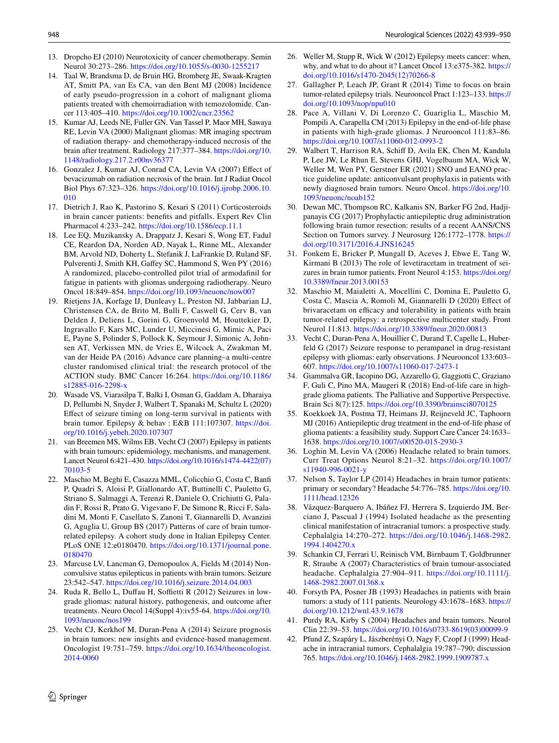13. Dropcho EJ (2010) Neurotoxicity of cancer chemotherapy. Semin Neurol 30:273–286. https://doi.org/10.1055/s-0030-1255217
14. Taal W, Brandsma D, de Bruin HG, Bromberg JE, Swaak-Kragten AT, Smitt PA, van Es CA, van den Bent MJ (2008) Incidence of early pseudo-progression in a cohort of malignant glioma patients treated with chemoirradiation with temozolomide. Cancer 113:405–410. https://doi.org/10.1002/cncr.23562
15. Kumar AJ, Leeds NE, Fuller GN, Van Tassel P, Maor MH, Sawaya RE, Levin VA (2000) Malignant gliomas: MR imaging spectrum of radiation therapy- and chemotherapy-induced necrosis of the brain after treatment. Radiology 217:377–384. https://doi.org/10.1148/radiology.217.2.r00nv36377
16. Gonzalez J, Kumar AJ, Conrad CA, Levin VA (2007) Effect of bevacizumab on radiation necrosis of the brain. Int J Radiat Oncol Biol Phys 67:323–326. https://doi.org/10.1016/j.ijrobp.2006.10.010
17. Dietrich J, Rao K, Pastorino S, Kesari S (2011) Corticosteroids in brain cancer patients: benefits and pitfalls. Expert Rev Clin Pharmacol 4:233–242. https://doi.org/10.1586/ecp.11.1
18. Lee EQ, Muzikansky A, Drappatz J, Kesari S, Wong ET, Fadul CE, Reardon DA, Norden AD, Nayak L, Rinne ML, Alexander BM, Arvold ND, Doherty L, Stefanik J, LaFrankie D, Ruland SF, Pulverenti J, Smith KH, Gaffey SC, Hammond S, Wen PY (2016) A randomized, placebo-controlled pilot trial of armodafinil for fatigue in patients with gliomas undergoing radiotherapy. Neuro Oncol 18:849–854. https://doi.org/10.1093/neuonc/now007
19. Rietjens JA, Korfage IJ, Dunleavy L, Preston NJ, Jabbarian LJ, Christensen CA, de Brito M, Bulli F, Caswell G, Cerv B, van Delden J, Deliens L, Gorini G, Groenvold M, Houttekier D, Ingravallo F, Kars MC, Lunder U, Miccinesi G, Mimic A, Paci E, Payne S, Polinder S, Pollock K, Seymour J, Simonic A, Johnsen AT, Verkissen MN, de Vries E, Wilcock A, Zwakman M, van der Heide PA (2016) Advance care planning–a multi-centre cluster randomised clinical trial: the research protocol of the ACTION study. BMC Cancer 16:264. https://doi.org/10.1186/s12885-016-2298-x
20. Wasade VS, Viarasilpa T, Balki I, Osman G, Gaddam A, Dharaiya D, Pellumbi N, Snyder J, Walbert T, Spanaki M, Schultz L (2020) Effect of seizure timing on long-term survival in patients with brain tumor. Epilepsy & behav : E&B 111:107307. https://doi.org/10.1016/j.yebeh.2020.107307
21. van Breemen MS, Wilms EB, Vecht CJ (2007) Epilepsy in patients with brain tumours: epidemiology, mechanisms, and management. Lancet Neurol 6:421–430. https://doi.org/10.1016/s1474-4422(07)70103-5
22. Maschio M, Beghi E, Casazza MML, Colicchio G, Costa C, Banfi P, Quadri S, Aloisi P, Giallonardo AT, Buttinelli C, Pauletto G, Striano S, Salmaggi A, Terenzi R, Daniele O, Crichiutti G, Paladin F, Rossi R, Prato G, Vigevano F, De Simone R, Ricci F, Saladini M, Monti F, Casellato S, Zanoni T, Giannarelli D, Avanzini G, Aguglia U, Group BS (2017) Patterns of care of brain tumor-related epilepsy. A cohort study done in Italian Epilepsy Center. PLoS ONE 12:e0180470. https://doi.org/10.1371/journal.pone.0180470
23. Marcuse LV, Lancman G, Demopoulos A, Fields M (2014) Non-convulsive status epilepticus in patients with brain tumors. Seizure 23:542–547. https://doi.org/10.1016/j.seizure.2014.04.003
24. Ruda R, Bello L, Duffau H, Soffietti R (2012) Seizures in low-grade gliomas: natural history, pathogenesis, and outcome after treatments. Neuro Oncol 14(Suppl 4):iv55-64. https://doi.org/10.1093/neuonc/nos199
25. Vecht CJ, Kerkhof M, Duran-Pena A (2014) Seizure prognosis in brain tumors: new insights and evidence-based management. Oncologist 19:751–759. https://doi.org/10.1634/theoncologist.2014-0060
26. Weller M, Stupp R, Wick W (2012) Epilepsy meets cancer: when, why, and what to do about it? Lancet Oncol 13:e375-382. https://doi.org/10.1016/s1470-2045(12)70266-8
27. Gallagher P, Leach JP, Grant R (2014) Time to focus on brain tumor-related epilepsy trials. Neurooncol Pract 1:123–133. https://doi.org/10.1093/nop/npu010
28. Pace A, Villani V, Di Lorenzo C, Guariglia L, Maschio M, Pompili A, Carapella CM (2013) Epilepsy in the end-of-life phase in patients with high-grade gliomas. J Neurooncol 111:83–86. https://doi.org/10.1007/s11060-012-0993-2
29. Walbert T, Harrison RA, Schiff D, Avila EK, Chen M, Kandula P, Lee JW, Le Rhun E, Stevens GHJ, Vogelbaum MA, Wick W, Weller M, Wen PY, Gerstner ER (2021) SNO and EANO practice guideline update: anticonvulsant prophylaxis in patients with newly diagnosed brain tumors. Neuro Oncol. https://doi.org/10.1093/neuonc/noab152
30. Dewan MC, Thompson RC, Kalkanis SN, Barker FG 2nd, Hadjipanayis CG (2017) Prophylactic antiepileptic drug administration following brain tumor resection: results of a recent AANS/CNS Section on Tumors survey. J Neurosurg 126:1772–1778. https://doi.org/10.3171/2016.4.JNS16245
31. Fonkem E, Bricker P, Mungall D, Aceves J, Ebwe E, Tang W, Kirmani B (2013) The role of levetiracetam in treatment of seizures in brain tumor patients. Front Neurol 4:153. https://doi.org/10.3389/fneur.2013.00153
32. Maschio M, Maialetti A, Mocellini C, Domina E, Pauletto G, Costa C, Mascia A, Romoli M, Giannarelli D (2020) Effect of brivaracetam on efficacy and tolerability in patients with brain tumor-related epilepsy: a retrospective multicenter study. Front Neurol 11:813. https://doi.org/10.3389/fneur.2020.00813
33. Vecht C, Duran-Pena A, Houillier C, Durand T, Capelle L, Huberfeld G (2017) Seizure response to perampanel in drug-resistant epilepsy with gliomas: early observations. J Neurooncol 133:603–607. https://doi.org/10.1007/s11060-017-2473-1
34. Giammalva GR, Iacopino DG, Azzarello G, Gaggiotti C, Graziano F, Guli C, Pino MA, Maugeri R (2018) End-of-life care in high-grade glioma patients. The Palliative and Supportive Perspective. Brain Sci 8(7):125. https://doi.org/10.3390/brainsci8070125
35. Koekkoek JA, Postma TJ, Heimans JJ, Reijneveld JC, Taphoorn MJ (2016) Antiepileptic drug treatment in the end-of-life phase of glioma patients: a feasibility study. Support Care Cancer 24:1633–1638. https://doi.org/10.1007/s00520-015-2930-3
36. Loghin M, Levin VA (2006) Headache related to brain tumors. Curr Treat Options Neurol 8:21–32. https://doi.org/10.1007/s11940-996-0021-y
37. Nelson S, Taylor LP (2014) Headaches in brain tumor patients: primary or secondary? Headache 54:776–785. https://doi.org/10.1111/head.12326
38. Vázquez-Barquero A, Ibáñez FJ, Herrera S, Izquierdo JM, Berciano J, Pascual J (1994) Isolated headache as the presenting clinical manifestation of intracranial tumors: a prospective study. Cephalalgia 14:270–272. https://doi.org/10.1046/j.1468-2982.1994.1404270.x
39. Schankin CJ, Ferrari U, Reinisch VM, Birnbaum T, Goldbrunner R, Straube A (2007) Characteristics of brain tumour-associated headache. Cephalalgia 27:904–911. https://doi.org/10.1111/j.1468-2982.2007.01368.x
40. Forsyth PA, Posner JB (1993) Headaches in patients with brain tumors: a study of 111 patients. Neurology 43:1678–1683. https://doi.org/10.1212/wnl.43.9.1678
41. Purdy RA, Kirby S (2004) Headaches and brain tumors. Neurol Clin 22:39–53. https://doi.org/10.1016/s0733-8619(03)00099-9
42. Pfund Z, Szapáry L, Jászberényi O, Nagy F, Czopf J (1999) Headache in intracranial tumors. Cephalalgia 19:787–790; discussion 765. https://doi.org/10.1046/j.1468-2982.1999.1909787.x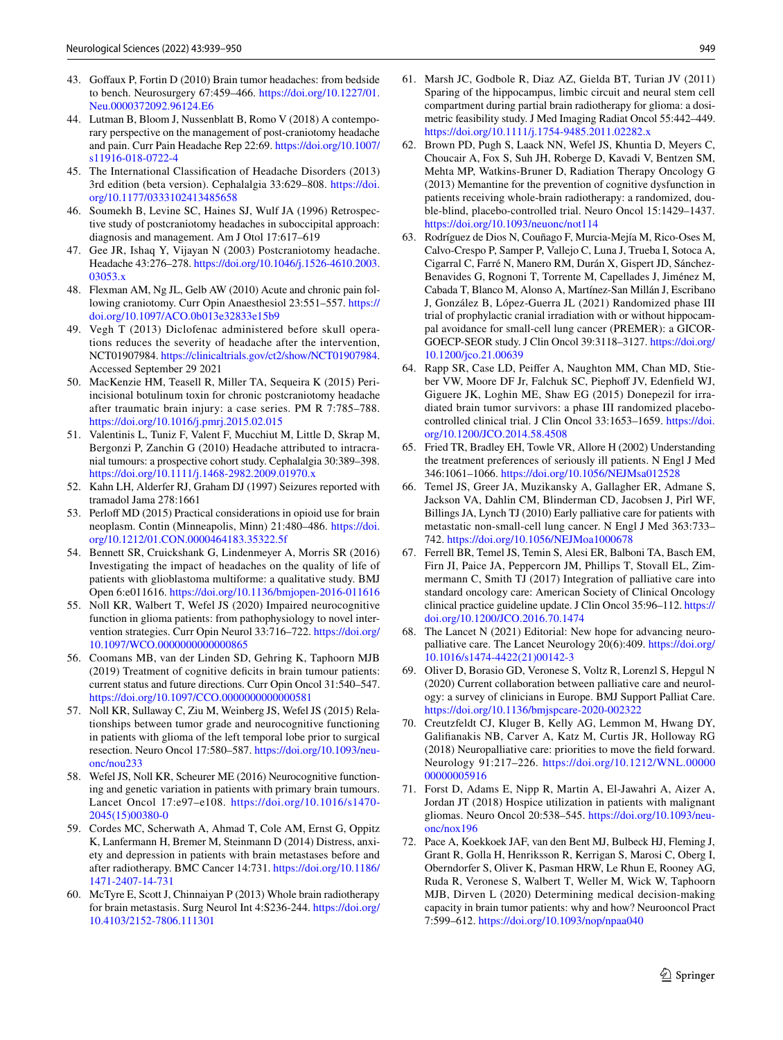43. Goffaux P, Fortin D (2010) Brain tumor headaches: from bedside to bench. Neurosurgery 67:459–466. https://doi.org/10.1227/01.Neu.0000372092.96124.E6
44. Lutman B, Bloom J, Nussenblatt B, Romo V (2018) A contemporary perspective on the management of post-craniotomy headache and pain. Curr Pain Headache Rep 22:69. https://doi.org/10.1007/s11916-018-0722-4
45. The International Classification of Headache Disorders (2013) 3rd edition (beta version). Cephalalgia 33:629–808. https://doi.org/10.1177/0333102413485658
46. Soumekh B, Levine SC, Haines SJ, Wulf JA (1996) Retrospective study of postcraniotomy headaches in suboccipital approach: diagnosis and management. Am J Otol 17:617–619
47. Gee JR, Ishaq Y, Vijayan N (2003) Postcraniotomy headache. Headache 43:276–278. https://doi.org/10.1046/j.1526-4610.2003.03053.x
48. Flexman AM, Ng JL, Gelb AW (2010) Acute and chronic pain following craniotomy. Curr Opin Anaesthesiol 23:551–557. https://doi.org/10.1097/ACO.0b013e32833e15b9
49. Vegh T (2013) Diclofenac administered before skull operations reduces the severity of headache after the intervention, NCT01907984. https://clinicaltrials.gov/ct2/show/NCT01907984. Accessed September 29 2021
50. MacKenzie HM, Teasell R, Miller TA, Sequeira K (2015) Peri-incisional botulinum toxin for chronic postcraniotomy headache after traumatic brain injury: a case series. PM R 7:785–788. https://doi.org/10.1016/j.pmrj.2015.02.015
51. Valentinis L, Tuniz F, Valent F, Mucchiut M, Little D, Skrap M, Bergonzi P, Zanchin G (2010) Headache attributed to intracranial tumours: a prospective cohort study. Cephalalgia 30:389–398. https://doi.org/10.1111/j.1468-2982.2009.01970.x
52. Kahn LH, Alderfer RJ, Graham DJ (1997) Seizures reported with tramadol Jama 278:1661
53. Perloff MD (2015) Practical considerations in opioid use for brain neoplasm. Contin (Minneapolis, Minn) 21:480–486. https://doi.org/10.1212/01.CON.0000464183.35322.5f
54. Bennett SR, Cruickshank G, Lindenmeyer A, Morris SR (2016) Investigating the impact of headaches on the quality of life of patients with glioblastoma multiforme: a qualitative study. BMJ Open 6:e011616. https://doi.org/10.1136/bmjopen-2016-011616
55. Noll KR, Walbert T, Wefel JS (2020) Impaired neurocognitive function in glioma patients: from pathophysiology to novel intervention strategies. Curr Opin Neurol 33:716–722. https://doi.org/10.1097/WCO.0000000000000865
56. Coomans MB, van der Linden SD, Gehring K, Taphoorn MJB (2019) Treatment of cognitive deficits in brain tumour patients: current status and future directions. Curr Opin Oncol 31:540–547. https://doi.org/10.1097/CCO.0000000000000581
57. Noll KR, Sullaway C, Ziu M, Weinberg JS, Wefel JS (2015) Relationships between tumor grade and neurocognitive functioning in patients with glioma of the left temporal lobe prior to surgical resection. Neuro Oncol 17:580–587. https://doi.org/10.1093/neuonc/nou233
58. Wefel JS, Noll KR, Scheurer ME (2016) Neurocognitive functioning and genetic variation in patients with primary brain tumours. Lancet Oncol 17:e97–e108. https://doi.org/10.1016/s1470-2045(15)00380-0
59. Cordes MC, Scherwath A, Ahmad T, Cole AM, Ernst G, Oppitz K, Lanfermann H, Bremer M, Steinmann D (2014) Distress, anxiety and depression in patients with brain metastases before and after radiotherapy. BMC Cancer 14:731. https://doi.org/10.1186/1471-2407-14-731
60. McTyre E, Scott J, Chinnaiyan P (2013) Whole brain radiotherapy for brain metastasis. Surg Neurol Int 4:S236-244. https://doi.org/10.4103/2152-7806.111301
61. Marsh JC, Godbole R, Diaz AZ, Gielda BT, Turian JV (2011) Sparing of the hippocampus, limbic circuit and neural stem cell compartment during partial brain radiotherapy for glioma: a dosimetric feasibility study. J Med Imaging Radiat Oncol 55:442–449. https://doi.org/10.1111/j.1754-9485.2011.02282.x
62. Brown PD, Pugh S, Laack NN, Wefel JS, Khuntia D, Meyers C, Choucair A, Fox S, Suh JH, Roberge D, Kavadi V, Bentzen SM, Mehta MP, Watkins-Bruner D, Radiation Therapy Oncology G (2013) Memantine for the prevention of cognitive dysfunction in patients receiving whole-brain radiotherapy: a randomized, double-blind, placebo-controlled trial. Neuro Oncol 15:1429–1437. https://doi.org/10.1093/neuonc/not114
63. Rodríguez de Dios N, Couñago F, Murcia-Mejía M, Rico-Oses M, Calvo-Crespo P, Samper P, Vallejo C, Luna J, Trueba I, Sotoca A, Cigarral C, Farré N, Manero RM, Durán X, Gispert JD, Sánchez-Benavides G, Rognoni T, Torrente M, Capellades J, Jiménez M, Cabada T, Blanco M, Alonso A, Martínez-San Millán J, Escribano J, González B, López-Guerra JL (2021) Randomized phase III trial of prophylactic cranial irradiation with or without hippocampal avoidance for small-cell lung cancer (PREMER): a GICOR-GOECP-SEOR study. J Clin Oncol 39:3118–3127. https://doi.org/10.1200/jco.21.00639
64. Rapp SR, Case LD, Peiffer A, Naughton MM, Chan MD, Stieber VW, Moore DF Jr, Falchuk SC, Piephoff JV, Edenfield WJ, Giguere JK, Loghin ME, Shaw EG (2015) Donepezil for irradiated brain tumor survivors: a phase III randomized placebo-controlled clinical trial. J Clin Oncol 33:1653–1659. https://doi.org/10.1200/JCO.2014.58.4508
65. Fried TR, Bradley EH, Towle VR, Allore H (2002) Understanding the treatment preferences of seriously ill patients. N Engl J Med 346:1061–1066. https://doi.org/10.1056/NEJMsa012528
66. Temel JS, Greer JA, Muzikansky A, Gallagher ER, Admane S, Jackson VA, Dahlin CM, Blinderman CD, Jacobsen J, Pirl WF, Billings JA, Lynch TJ (2010) Early palliative care for patients with metastatic non-small-cell lung cancer. N Engl J Med 363:733–742. https://doi.org/10.1056/NEJMoa1000678
67. Ferrell BR, Temel JS, Temin S, Alesi ER, Balboni TA, Basch EM, Firn JI, Paice JA, Peppercorn JM, Phillips T, Stovall EL, Zimmermann C, Smith TJ (2017) Integration of palliative care into standard oncology care: American Society of Clinical Oncology clinical practice guideline update. J Clin Oncol 35:96–112. https://doi.org/10.1200/JCO.2016.70.1474
68. The Lancet N (2021) Editorial: New hope for advancing neuropalliative care. The Lancet Neurology 20(6):409. https://doi.org/10.1016/s1474-4422(21)00142-3
69. Oliver D, Borasio GD, Veronese S, Voltz R, Lorenzl S, Hepgul N (2020) Current collaboration between palliative care and neurology: a survey of clinicians in Europe. BMJ Support Palliat Care. https://doi.org/10.1136/bmjspcare-2020-002322
70. Creutzfeldt CJ, Kluger B, Kelly AG, Lemmon M, Hwang DY, Galifianakis NB, Carver A, Katz M, Curtis JR, Holloway RG (2018) Neuropalliative care: priorities to move the field forward. Neurology 91:217–226. https://doi.org/10.1212/WNL.0000000000005916
71. Forst D, Adams E, Nipp R, Martin A, El-Jawahri A, Aizer A, Jordan JT (2018) Hospice utilization in patients with malignant gliomas. Neuro Oncol 20:538–545. https://doi.org/10.1093/neuonc/nox196
72. Pace A, Koekkoek JAF, van den Bent MJ, Bulbeck HJ, Fleming J, Grant R, Golla H, Henriksson R, Kerrigan S, Marosi C, Oberg I, Oberndorfer S, Oliver K, Pasman HRW, Le Rhun E, Rooney AG, Ruda R, Veronese S, Walbert T, Weller M, Wick W, Taphoorn MJB, Dirven L (2020) Determining medical decision-making capacity in brain tumor patients: why and how? Neurooncol Pract 7:599–612. https://doi.org/10.1093/nop/npaa040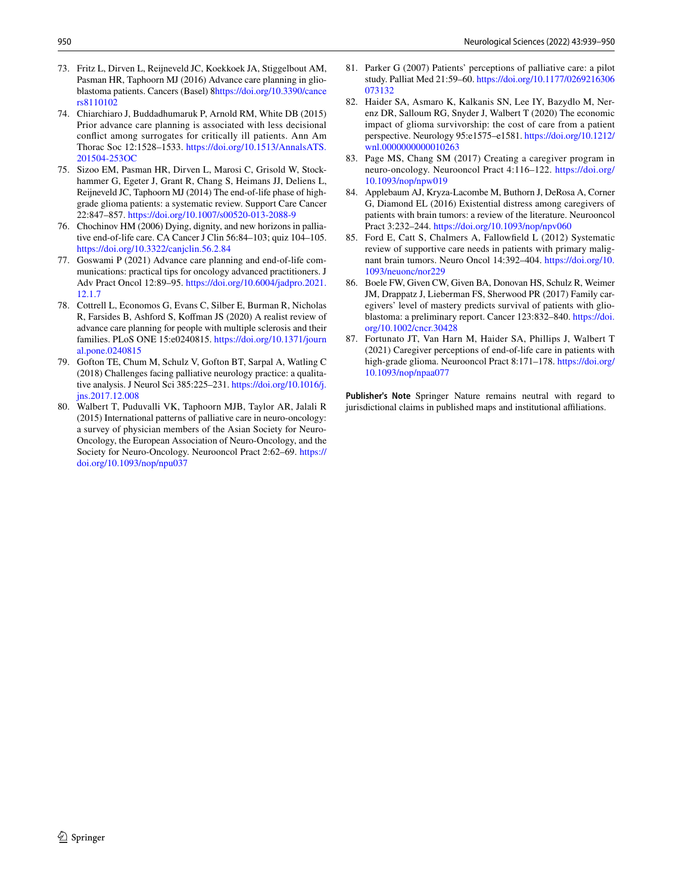73. Fritz L, Dirven L, Reijneveld JC, Koekkoek JA, Stiggelbout AM, Pasman HR, Taphoorn MJ (2016) Advance care planning in glioblastoma patients. Cancers (Basel) 8https://doi.org/10.3390/cancers8110102
74. Chiarchiaro J, Buddadhumaruk P, Arnold RM, White DB (2015) Prior advance care planning is associated with less decisional conflict among surrogates for critically ill patients. Ann Am Thorac Soc 12:1528–1533. https://doi.org/10.1513/AnnalsATS.201504-253OC
75. Sizoo EM, Pasman HR, Dirven L, Marosi C, Grisold W, Stockhammer G, Egeter J, Grant R, Chang S, Heimans JJ, Deliens L, Reijneveld JC, Taphoorn MJ (2014) The end-of-life phase of high-grade glioma patients: a systematic review. Support Care Cancer 22:847–857. https://doi.org/10.1007/s00520-013-2088-9
76. Chochinov HM (2006) Dying, dignity, and new horizons in palliative end-of-life care. CA Cancer J Clin 56:84–103; quiz 104–105. https://doi.org/10.3322/canjclin.56.2.84
77. Goswami P (2021) Advance care planning and end-of-life communications: practical tips for oncology advanced practitioners. J Adv Pract Oncol 12:89–95. https://doi.org/10.6004/jadpro.2021.12.1.7
78. Cottrell L, Economos G, Evans C, Silber E, Burman R, Nicholas R, Farsides B, Ashford S, Koffman JS (2020) A realist review of advance care planning for people with multiple sclerosis and their families. PLoS ONE 15:e0240815. https://doi.org/10.1371/journal.pone.0240815
79. Gofton TE, Chum M, Schulz V, Gofton BT, Sarpal A, Watling C (2018) Challenges facing palliative neurology practice: a qualitative analysis. J Neurol Sci 385:225–231. https://doi.org/10.1016/j.jns.2017.12.008
80. Walbert T, Puduvalli VK, Taphoorn MJB, Taylor AR, Jalali R (2015) International patterns of palliative care in neuro-oncology: a survey of physician members of the Asian Society for Neuro-Oncology, the European Association of Neuro-Oncology, and the Society for Neuro-Oncology. Neurooncol Pract 2:62–69. https://doi.org/10.1093/nop/npu037
81. Parker G (2007) Patients' perceptions of palliative care: a pilot study. Palliat Med 21:59–60. https://doi.org/10.1177/0269216306073132
82. Haider SA, Asmaro K, Kalkanis SN, Lee IY, Bazydlo M, Nerenz DR, Salloum RG, Snyder J, Walbert T (2020) The economic impact of glioma survivorship: the cost of care from a patient perspective. Neurology 95:e1575–e1581. https://doi.org/10.1212/wnl.0000000000010263
83. Page MS, Chang SM (2017) Creating a caregiver program in neuro-oncology. Neurooncol Pract 4:116–122. https://doi.org/10.1093/nop/npw019
84. Applebaum AJ, Kryza-Lacombe M, Buthorn J, DeRosa A, Corner G, Diamond EL (2016) Existential distress among caregivers of patients with brain tumors: a review of the literature. Neurooncol Pract 3:232–244. https://doi.org/10.1093/nop/npv060
85. Ford E, Catt S, Chalmers A, Fallowfield L (2012) Systematic review of supportive care needs in patients with primary malignant brain tumors. Neuro Oncol 14:392–404. https://doi.org/10.1093/neuonc/nor229
86. Boele FW, Given CW, Given BA, Donovan HS, Schulz R, Weimer JM, Drappatz J, Lieberman FS, Sherwood PR (2017) Family caregivers' level of mastery predicts survival of patients with glioblastoma: a preliminary report. Cancer 123:832–840. https://doi.org/10.1002/cncr.30428
87. Fortunato JT, Van Harn M, Haider SA, Phillips J, Walbert T (2021) Caregiver perceptions of end-of-life care in patients with high-grade glioma. Neurooncol Pract 8:171–178. https://doi.org/10.1093/nop/npaa077

**Publisher's Note** Springer Nature remains neutral with regard to jurisdictional claims in published maps and institutional affiliations.